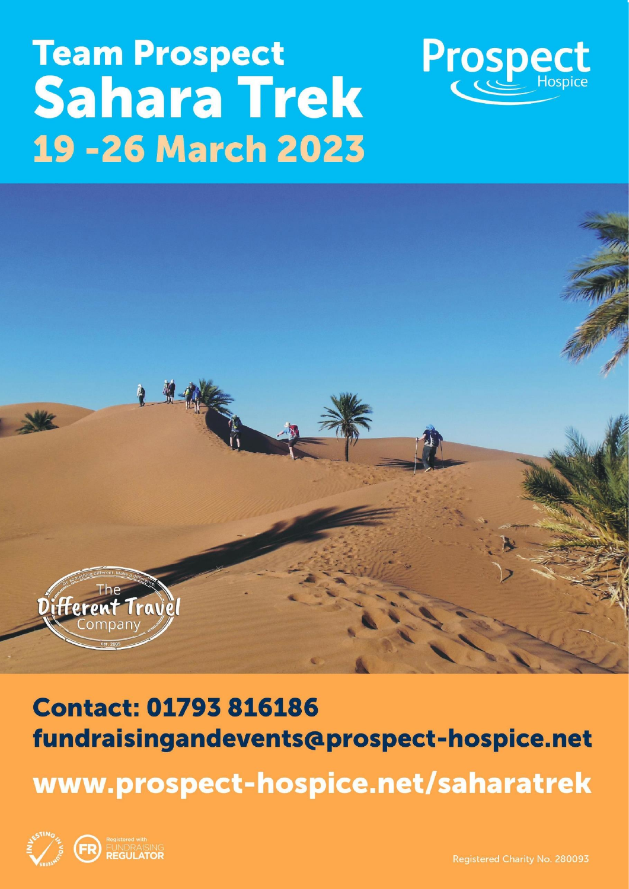# Team Prospect Sahara Trek

## 19 -26 March 2023

Prospect Hospice

The Different Travel Company

**Contact: 01793 816186**

**fundraisingandevents@prospect-hospice.net**

**www.prospect-hospice.net/saharatrek**

Registered with FUNDRAISING REGULATOR

Registered Charity No. 280093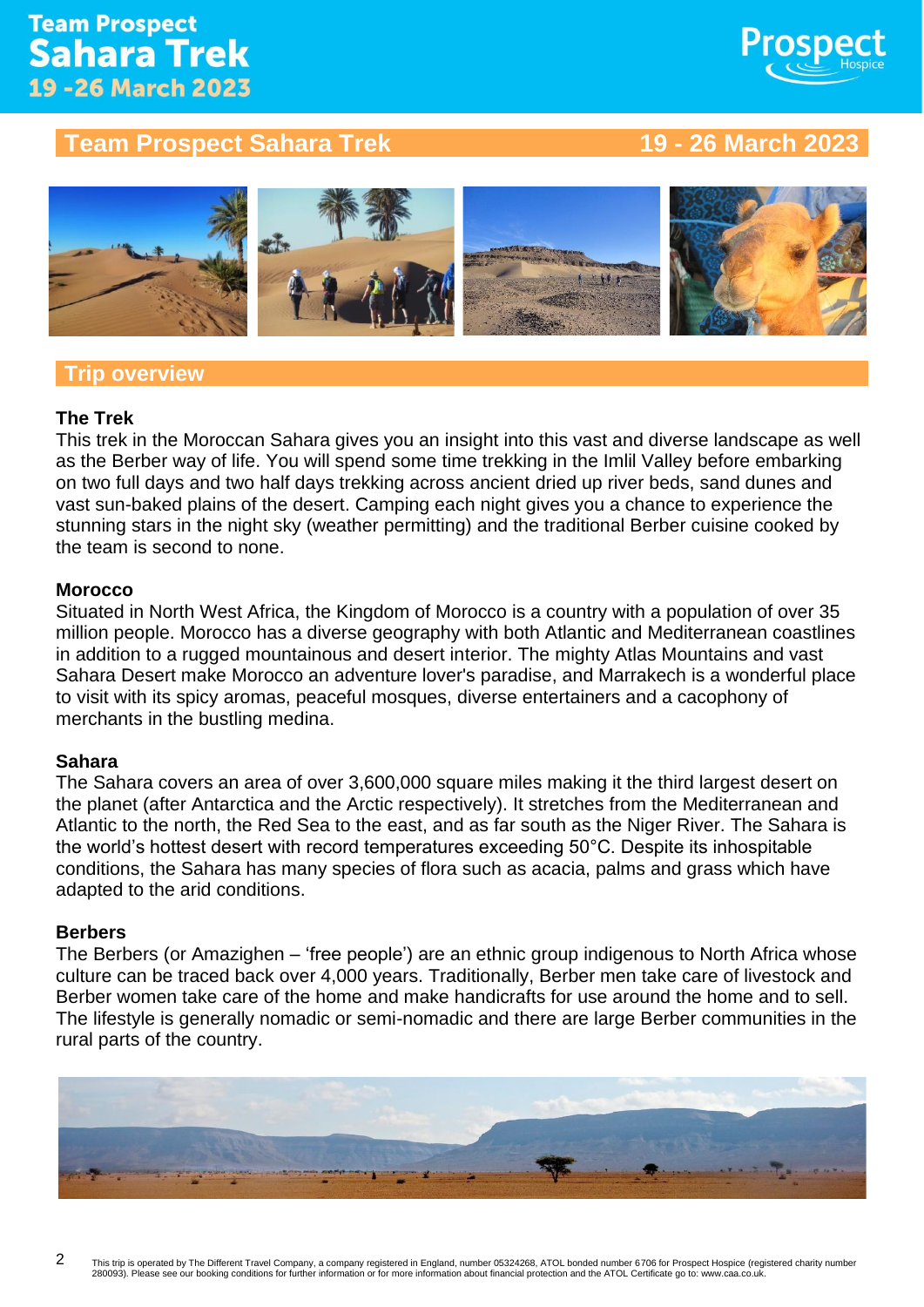# Team Prospect Sahara Trek 19 - 26 March 2023

## Trip overview

### The Trek

This trek in the Moroccan Sahara gives you an insight into this vast and diverse landscape as well as the Berber way of life. You will spend some time trekking in the Imlil Valley before embarking on two full days and two half days trekking across ancient dried up river beds, sand dunes and vast sun-baked plains of the desert. Camping each night gives you a chance to experience the stunning stars in the night sky (weather permitting) and the traditional Berber cuisine cooked by the team is second to none.

### Morocco

Situated in North West Africa, the Kingdom of Morocco is a country with a population of over 35 million people. Morocco has a diverse geography with both Atlantic and Mediterranean coastlines in addition to a rugged mountainous and desert interior. The mighty Atlas Mountains and vast Sahara Desert make Morocco an adventure lover's paradise, and Marrakech is a wonderful place to visit with its spicy aromas, peaceful mosques, diverse entertainers and a cacophony of merchants in the bustling medina.

### Sahara

The Sahara covers an area of over 3,600,000 square miles making it the third largest desert on the planet (after Antarctica and the Arctic respectively). It stretches from the Mediterranean and Atlantic to the north, the Red Sea to the east, and as far south as the Niger River. The Sahara is the world's hottest desert with record temperatures exceeding 50°C. Despite its inhospitable conditions, the Sahara has many species of flora such as acacia, palms and grass which have adapted to the arid conditions.

### Berbers

The Berbers (or Amazighen – 'free people') are an ethnic group indigenous to North Africa whose culture can be traced back over 4,000 years. Traditionally, Berber men take care of livestock and Berber women take care of the home and make handicrafts for use around the home and to sell. The lifestyle is generally nomadic or semi-nomadic and there are large Berber communities in the rural parts of the country.

This trip is operated by The Different Travel Company, a company registered in England, number 05324268, ATOL bonded number 6706 for Prospect Hospice (registered charity number 280093). Please see our booking conditions for further information or for more information about financial protection and the ATOL Certificate go to: www.caa.co.uk.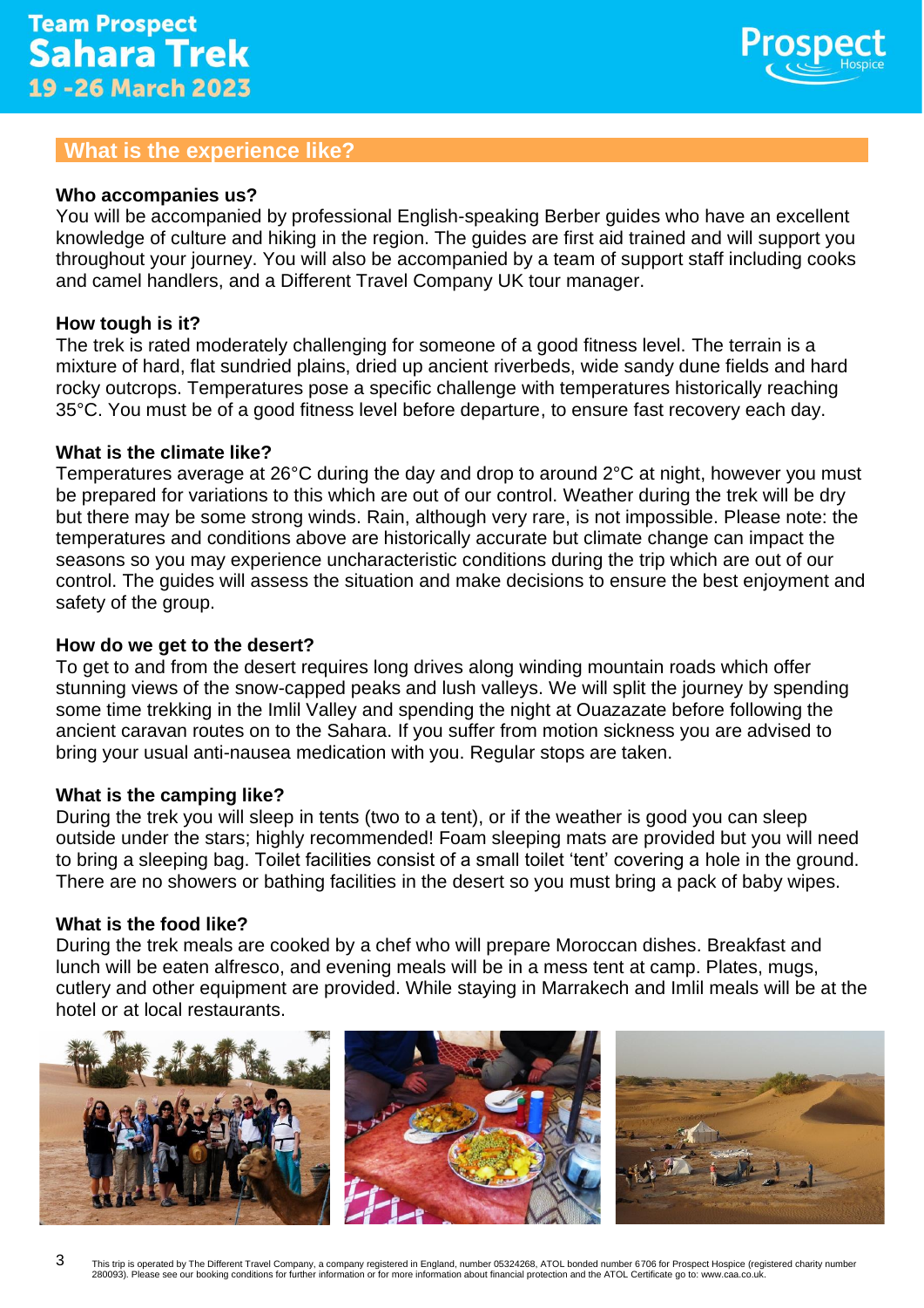Team Prospect
Sahara Trek
19 -26 March 2023

## What is the experience like?

**Who accompanies us?**
You will be accompanied by professional English-speaking Berber guides who have an excellent knowledge of culture and hiking in the region. The guides are first aid trained and will support you throughout your journey. You will also be accompanied by a team of support staff including cooks and camel handlers, and a Different Travel Company UK tour manager.

**How tough is it?**
The trek is rated moderately challenging for someone of a good fitness level. The terrain is a mixture of hard, flat sundried plains, dried up ancient riverbeds, wide sandy dune fields and hard rocky outcrops. Temperatures pose a specific challenge with temperatures historically reaching 35°C. You must be of a good fitness level before departure, to ensure fast recovery each day.

**What is the climate like?**
Temperatures average at 26°C during the day and drop to around 2°C at night, however you must be prepared for variations to this which are out of our control. Weather during the trek will be dry but there may be some strong winds. Rain, although very rare, is not impossible. Please note: the temperatures and conditions above are historically accurate but climate change can impact the seasons so you may experience uncharacteristic conditions during the trip which are out of our control. The guides will assess the situation and make decisions to ensure the best enjoyment and safety of the group.

**How do we get to the desert?**
To get to and from the desert requires long drives along winding mountain roads which offer stunning views of the snow-capped peaks and lush valleys. We will split the journey by spending some time trekking in the Imlil Valley and spending the night at Ouazazate before following the ancient caravan routes on to the Sahara. If you suffer from motion sickness you are advised to bring your usual anti-nausea medication with you. Regular stops are taken.

**What is the camping like?**
During the trek you will sleep in tents (two to a tent), or if the weather is good you can sleep outside under the stars; highly recommended! Foam sleeping mats are provided but you will need to bring a sleeping bag. Toilet facilities consist of a small toilet 'tent' covering a hole in the ground. There are no showers or bathing facilities in the desert so you must bring a pack of baby wipes.

**What is the food like?**
During the trek meals are cooked by a chef who will prepare Moroccan dishes. Breakfast and lunch will be eaten alfresco, and evening meals will be in a mess tent at camp. Plates, mugs, cutlery and other equipment are provided. While staying in Marrakech and Imlil meals will be at the hotel or at local restaurants.

This trip is operated by The Different Travel Company, a company registered in England, number 05324268, ATOL bonded number 6706 for Prospect Hospice (registered charity number 280093). Please see our booking conditions for further information or for more information about financial protection and the ATOL Certificate go to: www.caa.co.uk.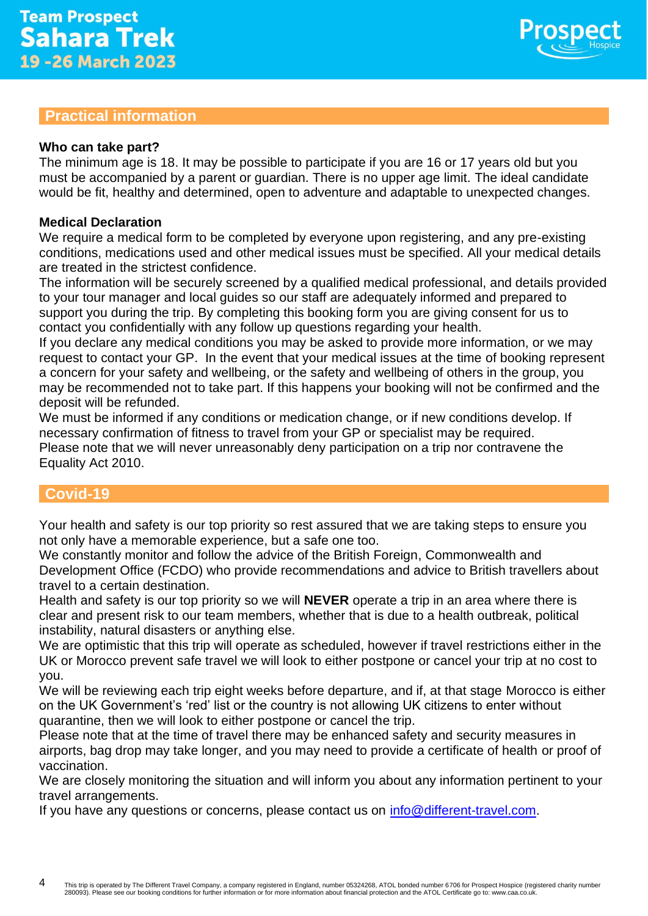## Practical information

**Who can take part?**
The minimum age is 18. It may be possible to participate if you are 16 or 17 years old but you must be accompanied by a parent or guardian. There is no upper age limit. The ideal candidate would be fit, healthy and determined, open to adventure and adaptable to unexpected changes.

**Medical Declaration**
We require a medical form to be completed by everyone upon registering, and any pre-existing conditions, medications used and other medical issues must be specified. All your medical details are treated in the strictest confidence.
The information will be securely screened by a qualified medical professional, and details provided to your tour manager and local guides so our staff are adequately informed and prepared to support you during the trip. By completing this booking form you are giving consent for us to contact you confidentially with any follow up questions regarding your health.
If you declare any medical conditions you may be asked to provide more information, or we may request to contact your GP. In the event that your medical issues at the time of booking represent a concern for your safety and wellbeing, or the safety and wellbeing of others in the group, you may be recommended not to take part. If this happens your booking will not be confirmed and the deposit will be refunded.
We must be informed if any conditions or medication change, or if new conditions develop. If necessary confirmation of fitness to travel from your GP or specialist may be required.
Please note that we will never unreasonably deny participation on a trip nor contravene the Equality Act 2010.

## Covid-19

Your health and safety is our top priority so rest assured that we are taking steps to ensure you not only have a memorable experience, but a safe one too.
We constantly monitor and follow the advice of the British Foreign, Commonwealth and Development Office (FCDO) who provide recommendations and advice to British travellers about travel to a certain destination.
Health and safety is our top priority so we will **NEVER** operate a trip in an area where there is clear and present risk to our team members, whether that is due to a health outbreak, political instability, natural disasters or anything else.
We are optimistic that this trip will operate as scheduled, however if travel restrictions either in the UK or Morocco prevent safe travel we will look to either postpone or cancel your trip at no cost to you.
We will be reviewing each trip eight weeks before departure, and if, at that stage Morocco is either on the UK Government's 'red' list or the country is not allowing UK citizens to enter without quarantine, then we will look to either postpone or cancel the trip.
Please note that at the time of travel there may be enhanced safety and security measures in airports, bag drop may take longer, and you may need to provide a certificate of health or proof of vaccination.
We are closely monitoring the situation and will inform you about any information pertinent to your travel arrangements.
If you have any questions or concerns, please contact us on info@different-travel.com.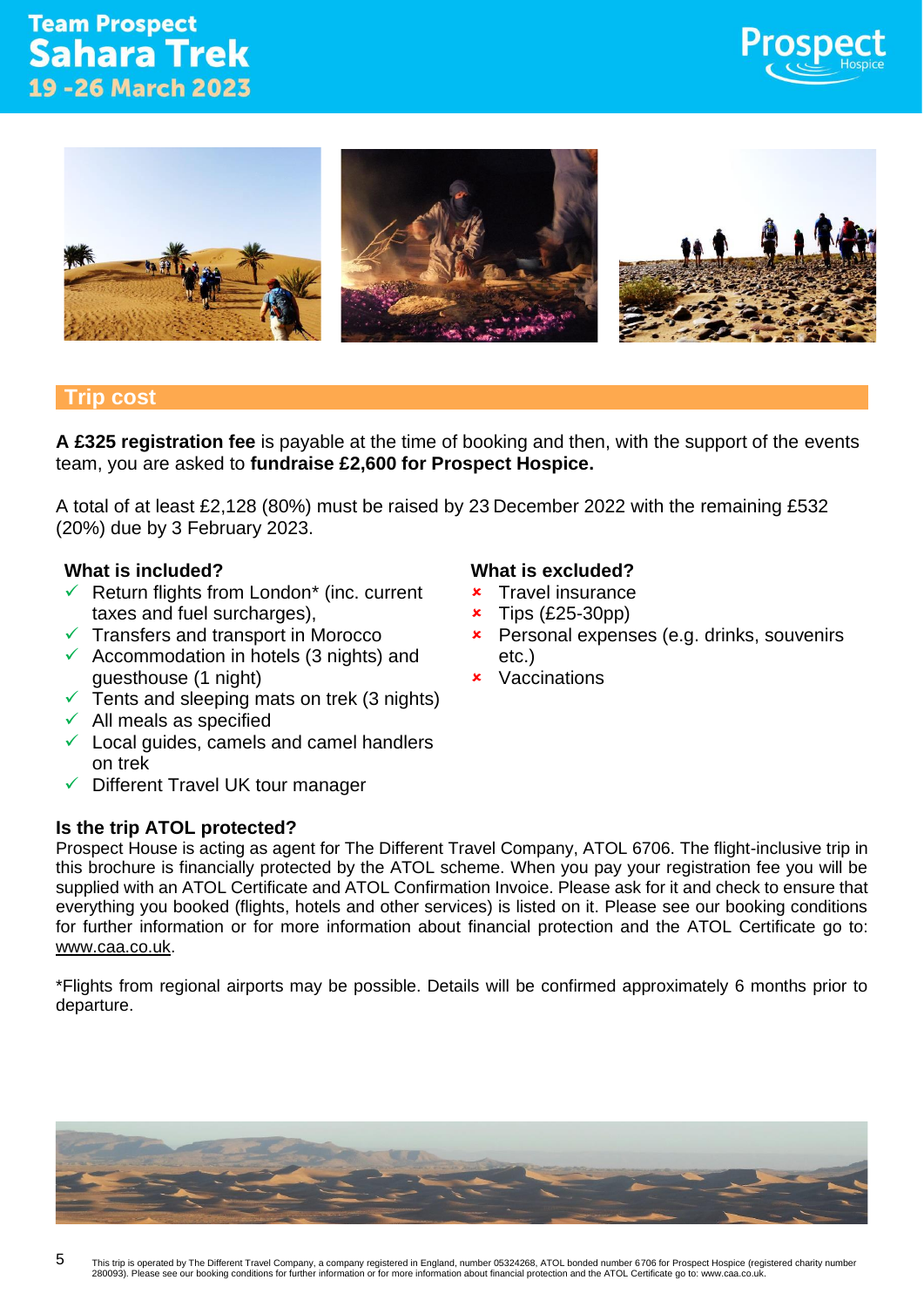# Team Prospect Sahara Trek
## 19 -26 March 2023

## Trip cost

**A £325 registration fee** is payable at the time of booking and then, with the support of the events team, you are asked to **fundraise £2,600 for Prospect Hospice.**

A total of at least £2,128 (80%) must be raised by 23 December 2022 with the remaining £532 (20%) due by 3 February 2023.

### What is included?

- ✓ Return flights from London* (inc. current taxes and fuel surcharges),
- ✓ Transfers and transport in Morocco
- ✓ Accommodation in hotels (3 nights) and guesthouse (1 night)
- ✓ Tents and sleeping mats on trek (3 nights)
- ✓ All meals as specified
- ✓ Local guides, camels and camel handlers on trek
- ✓ Different Travel UK tour manager

### What is excluded?

- × Travel insurance
- × Tips (£25-30pp)
- × Personal expenses (e.g. drinks, souvenirs etc.)
- × Vaccinations

### Is the trip ATOL protected?

Prospect House is acting as agent for The Different Travel Company, ATOL 6706. The flight-inclusive trip in this brochure is financially protected by the ATOL scheme. When you pay your registration fee you will be supplied with an ATOL Certificate and ATOL Confirmation Invoice. Please ask for it and check to ensure that everything you booked (flights, hotels and other services) is listed on it. Please see our booking conditions for further information or for more information about financial protection and the ATOL Certificate go to: www.caa.co.uk.

*Flights from regional airports may be possible. Details will be confirmed approximately 6 months prior to departure.

This trip is operated by The Different Travel Company, a company registered in England, number 05324268, ATOL bonded number 6706 for Prospect Hospice (registered charity number 280093). Please see our booking conditions for further information or for more information about financial protection and the ATOL Certificate go to: www.caa.co.uk.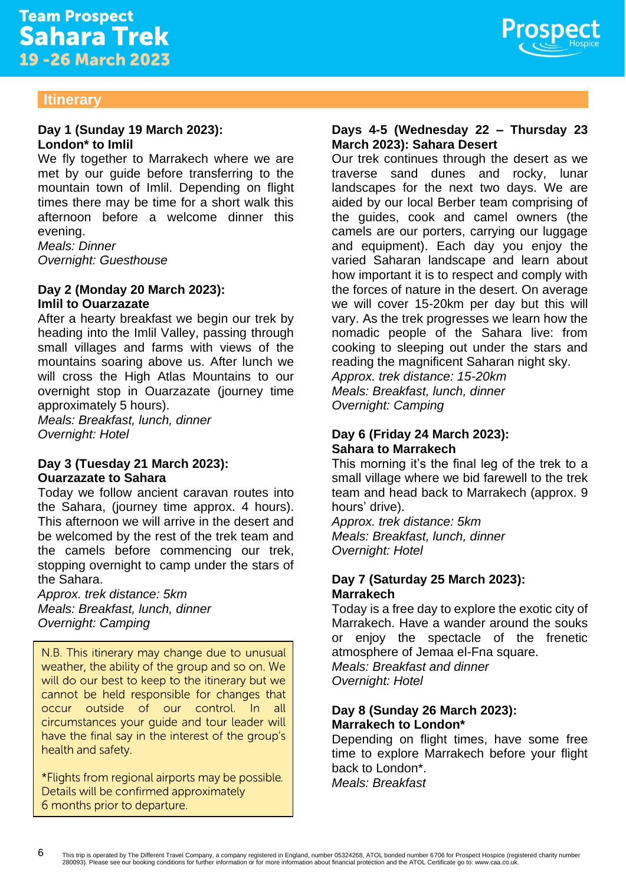# Itinerary

### Day 1 (Sunday 19 March 2023): London* to Imlil

We fly together to Marrakech where we are met by our guide before transferring to the mountain town of Imlil. Depending on flight times there may be time for a short walk this afternoon before a welcome dinner this evening.

*Meals: Dinner*
*Overnight: Guesthouse*

### Day 2 (Monday 20 March 2023): Imlil to Ouarzazate

After a hearty breakfast we begin our trek by heading into the Imlil Valley, passing through small villages and farms with views of the mountains soaring above us. After lunch we will cross the High Atlas Mountains to our overnight stop in Ouarzazate (journey time approximately 5 hours).

*Meals: Breakfast, lunch, dinner*
*Overnight: Hotel*

### Day 3 (Tuesday 21 March 2023): Ouarzazate to Sahara

Today we follow ancient caravan routes into the Sahara, (journey time approx. 4 hours). This afternoon we will arrive in the desert and be welcomed by the rest of the trek team and the camels before commencing our trek, stopping overnight to camp under the stars of the Sahara.

*Approx. trek distance: 5km*
*Meals: Breakfast, lunch, dinner*
*Overnight: Camping*

> N.B. This itinerary may change due to unusual weather, the ability of the group and so on. We will do our best to keep to the itinerary but we cannot be held responsible for changes that occur outside of our control. In all circumstances your guide and tour leader will have the final say in the interest of the group's health and safety.
>
> *Flights from regional airports may be possible. Details will be confirmed approximately 6 months prior to departure.

### Days 4-5 (Wednesday 22 – Thursday 23 March 2023): Sahara Desert

Our trek continues through the desert as we traverse sand dunes and rocky, lunar landscapes for the next two days. We are aided by our local Berber team comprising of the guides, cook and camel owners (the camels are our porters, carrying our luggage and equipment). Each day you enjoy the varied Saharan landscape and learn about how important it is to respect and comply with the forces of nature in the desert. On average we will cover 15-20km per day but this will vary. As the trek progresses we learn how the nomadic people of the Sahara live: from cooking to sleeping out under the stars and reading the magnificent Saharan night sky.

*Approx. trek distance: 15-20km*
*Meals: Breakfast, lunch, dinner*
*Overnight: Camping*

### Day 6 (Friday 24 March 2023): Sahara to Marrakech

This morning it's the final leg of the trek to a small village where we bid farewell to the trek team and head back to Marrakech (approx. 9 hours' drive).

*Approx. trek distance: 5km*
*Meals: Breakfast, lunch, dinner*
*Overnight: Hotel*

### Day 7 (Saturday 25 March 2023): Marrakech

Today is a free day to explore the exotic city of Marrakech. Have a wander around the souks or enjoy the spectacle of the frenetic atmosphere of Jemaa el-Fna square.

*Meals: Breakfast and dinner*
*Overnight: Hotel*

### Day 8 (Sunday 26 March 2023): Marrakech to London*

Depending on flight times, have some free time to explore Marrakech before your flight back to London*.

*Meals: Breakfast*

This trip is operated by The Different Travel Company, a company registered in England, number 05324268, ATOL bonded number 6706 for Prospect Hospice (registered charity number 280093). Please see our booking conditions for further information or for more information about financial protection and the ATOL Certificate go to: www.caa.co.uk.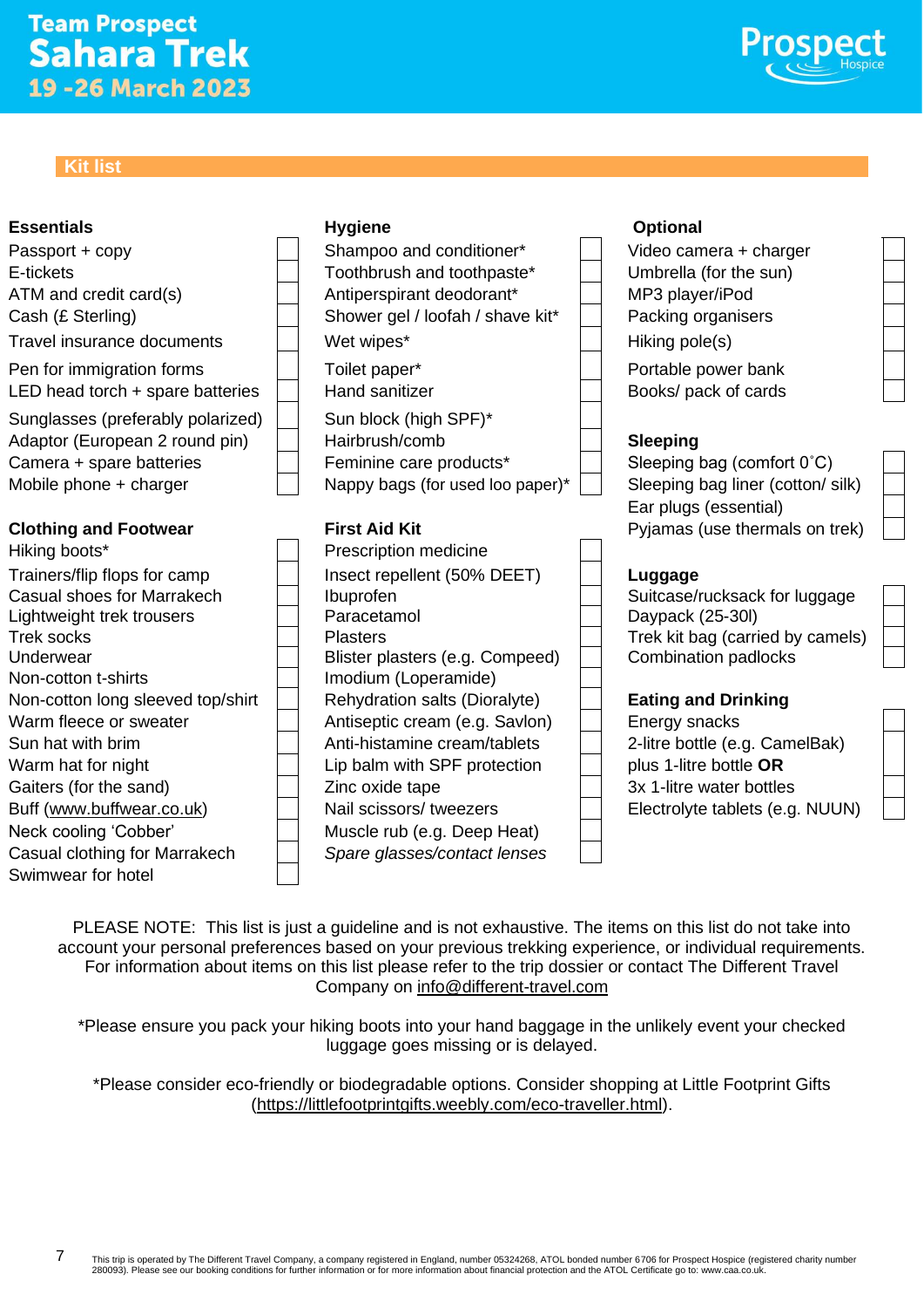# Team Prospect Sahara Trek

**19 -26 March 2023**

Prospect Hospice

## Kit list

### Essentials

- Passport + copy
- E-tickets
- ATM and credit card(s)
- Cash (£ Sterling)
- Travel insurance documents
- Pen for immigration forms
- LED head torch + spare batteries
- Sunglasses (preferably polarized)
- Adaptor (European 2 round pin)
- Camera + spare batteries
- Mobile phone + charger

### Clothing and Footwear

- Hiking boots*
- Trainers/flip flops for camp
- Casual shoes for Marrakech
- Lightweight trek trousers
- Trek socks
- Underwear
- Non-cotton t-shirts
- Non-cotton long sleeved top/shirt
- Warm fleece or sweater
- Sun hat with brim
- Warm hat for night
- Gaiters (for the sand)
- Buff (www.buffwear.co.uk)
- Neck cooling 'Cobber'
- Casual clothing for Marrakech
- Swimwear for hotel

### Hygiene

- Shampoo and conditioner*
- Toothbrush and toothpaste*
- Antiperspirant deodorant*
- Shower gel / loofah / shave kit*
- Wet wipes*
- Toilet paper*
- Hand sanitizer
- Sun block (high SPF)*
- Hairbrush/comb
- Feminine care products*
- Nappy bags (for used loo paper)*

### First Aid Kit

- Prescription medicine
- Insect repellent (50% DEET)
- Ibuprofen
- Paracetamol
- Plasters
- Blister plasters (e.g. Compeed)
- Imodium (Loperamide)
- Rehydration salts (Dioralyte)
- Antiseptic cream (e.g. Savlon)
- Anti-histamine cream/tablets
- Lip balm with SPF protection
- Zinc oxide tape
- Nail scissors/ tweezers
- Muscle rub (e.g. Deep Heat)
- *Spare glasses/contact lenses*

### Optional

- Video camera + charger
- Umbrella (for the sun)
- MP3 player/iPod
- Packing organisers
- Hiking pole(s)
- Portable power bank
- Books/ pack of cards

### Sleeping

- Sleeping bag (comfort 0˚C)
- Sleeping bag liner (cotton/ silk)
- Ear plugs (essential)
- Pyjamas (use thermals on trek)

### Luggage

- Suitcase/rucksack for luggage
- Daypack (25-30l)
- Trek kit bag (carried by camels)
- Combination padlocks

### Eating and Drinking

- Energy snacks
- 2-litre bottle (e.g. CamelBak) plus 1-litre bottle **OR**
- 3x 1-litre water bottles
- Electrolyte tablets (e.g. NUUN)

PLEASE NOTE: This list is just a guideline and is not exhaustive. The items on this list do not take into account your personal preferences based on your previous trekking experience, or individual requirements. For information about items on this list please refer to the trip dossier or contact The Different Travel Company on info@different-travel.com

*Please ensure you pack your hiking boots into your hand baggage in the unlikely event your checked luggage goes missing or is delayed.

*Please consider eco-friendly or biodegradable options. Consider shopping at Little Footprint Gifts (https://littlefootprintgifts.weebly.com/eco-traveller.html).

This trip is operated by The Different Travel Company, a company registered in England, number 05324268, ATOL bonded number 6706 for Prospect Hospice (registered charity number 280093). Please see our booking conditions for further information or for more information about financial protection and the ATOL Certificate go to: www.caa.co.uk.